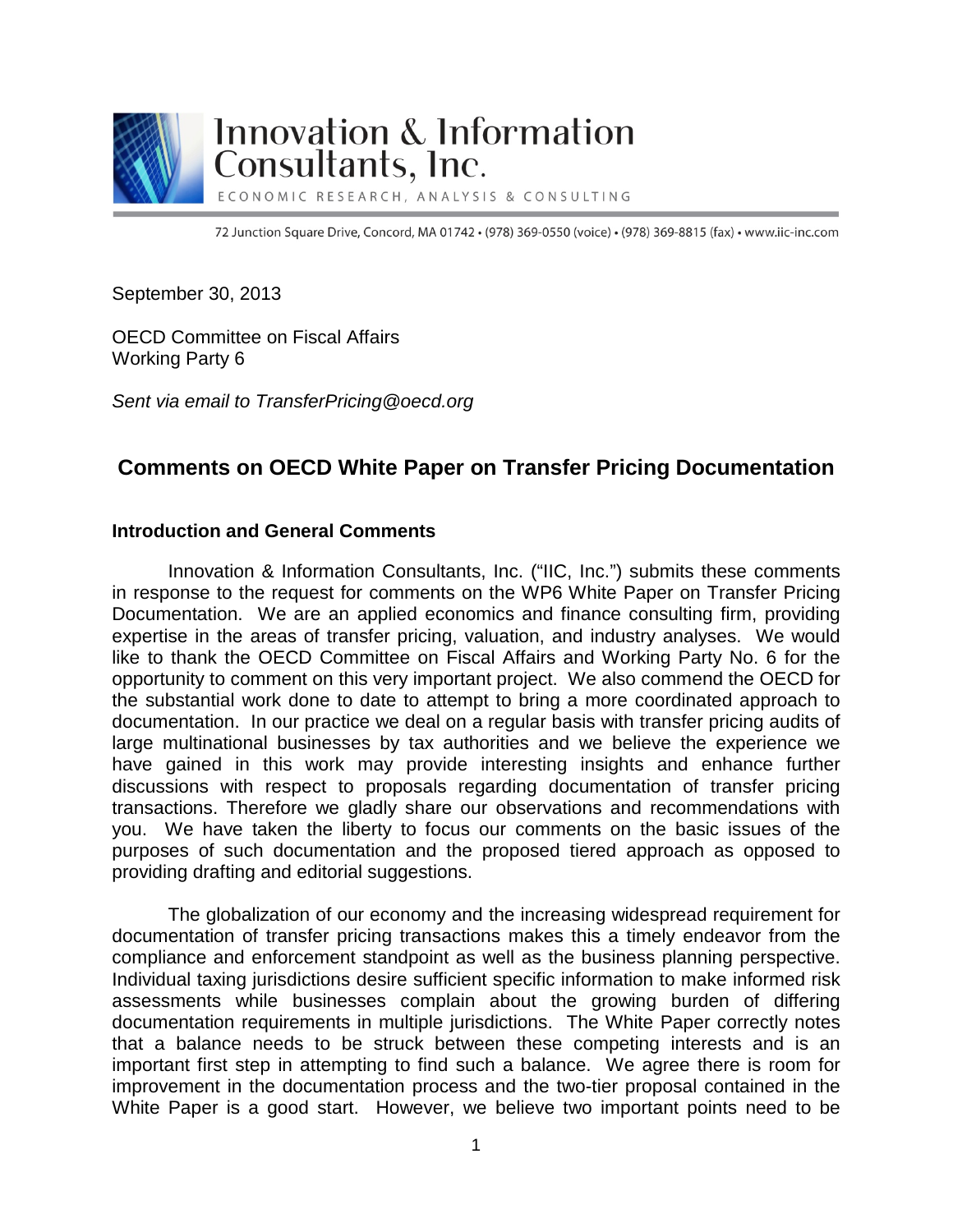# Innovation & Information Consultants, Inc.

ECONOMIC RESEARCH, ANALYSIS & CONSULTING

72 Junction Square Drive, Concord, MA 01742 • (978) 369-0550 (voice) • (978) 369-8815 (fax) • www.iic-inc.com

September 30, 2013

OECD Committee on Fiscal Affairs
Working Party 6

*Sent via email to TransferPricing@oecd.org*

## Comments on OECD White Paper on Transfer Pricing Documentation

### Introduction and General Comments

Innovation & Information Consultants, Inc. ("IIC, Inc.") submits these comments in response to the request for comments on the WP6 White Paper on Transfer Pricing Documentation. We are an applied economics and finance consulting firm, providing expertise in the areas of transfer pricing, valuation, and industry analyses. We would like to thank the OECD Committee on Fiscal Affairs and Working Party No. 6 for the opportunity to comment on this very important project. We also commend the OECD for the substantial work done to date to attempt to bring a more coordinated approach to documentation. In our practice we deal on a regular basis with transfer pricing audits of large multinational businesses by tax authorities and we believe the experience we have gained in this work may provide interesting insights and enhance further discussions with respect to proposals regarding documentation of transfer pricing transactions. Therefore we gladly share our observations and recommendations with you. We have taken the liberty to focus our comments on the basic issues of the purposes of such documentation and the proposed tiered approach as opposed to providing drafting and editorial suggestions.

The globalization of our economy and the increasing widespread requirement for documentation of transfer pricing transactions makes this a timely endeavor from the compliance and enforcement standpoint as well as the business planning perspective. Individual taxing jurisdictions desire sufficient specific information to make informed risk assessments while businesses complain about the growing burden of differing documentation requirements in multiple jurisdictions. The White Paper correctly notes that a balance needs to be struck between these competing interests and is an important first step in attempting to find such a balance. We agree there is room for improvement in the documentation process and the two-tier proposal contained in the White Paper is a good start. However, we believe two important points need to be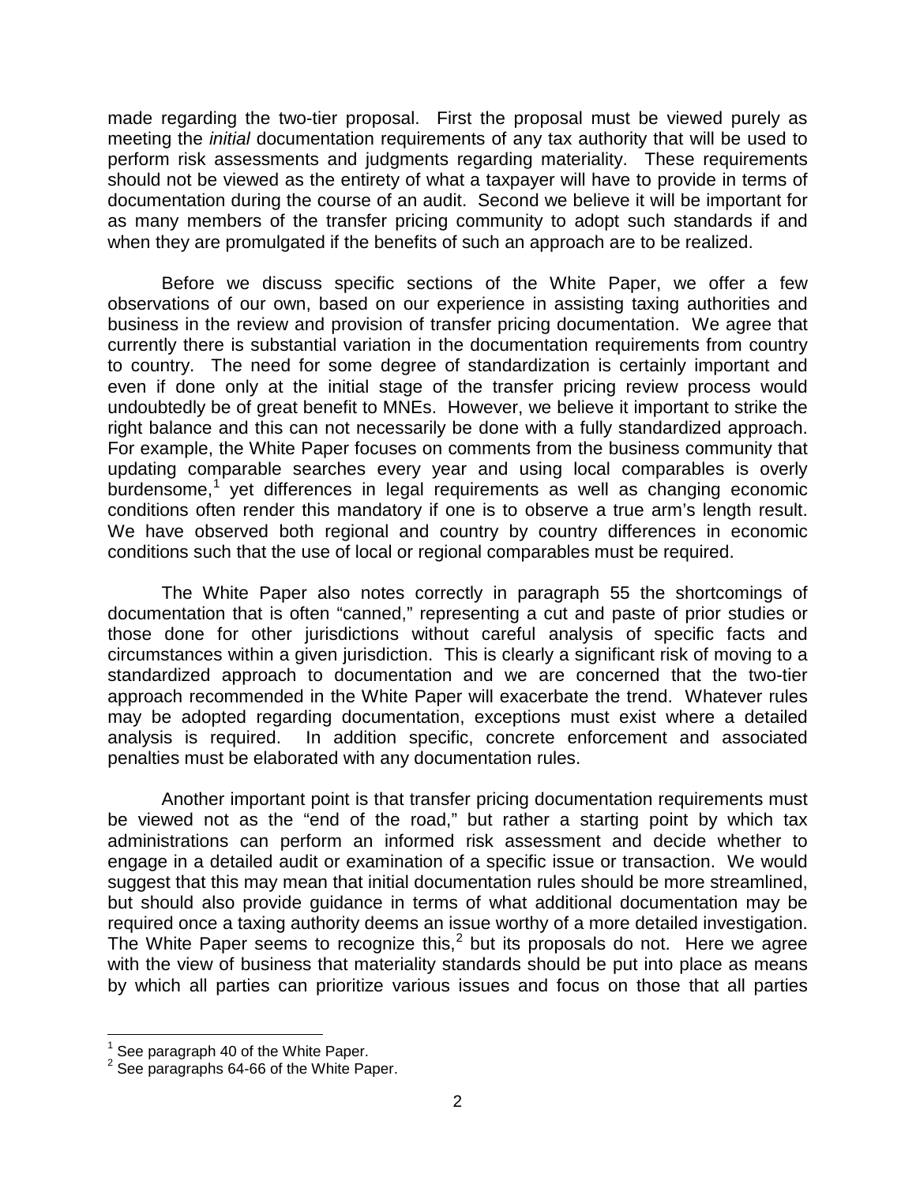made regarding the two-tier proposal. First the proposal must be viewed purely as meeting the *initial* documentation requirements of any tax authority that will be used to perform risk assessments and judgments regarding materiality. These requirements should not be viewed as the entirety of what a taxpayer will have to provide in terms of documentation during the course of an audit. Second we believe it will be important for as many members of the transfer pricing community to adopt such standards if and when they are promulgated if the benefits of such an approach are to be realized.

Before we discuss specific sections of the White Paper, we offer a few observations of our own, based on our experience in assisting taxing authorities and business in the review and provision of transfer pricing documentation. We agree that currently there is substantial variation in the documentation requirements from country to country. The need for some degree of standardization is certainly important and even if done only at the initial stage of the transfer pricing review process would undoubtedly be of great benefit to MNEs. However, we believe it important to strike the right balance and this can not necessarily be done with a fully standardized approach. For example, the White Paper focuses on comments from the business community that updating comparable searches every year and using local comparables is overly burdensome,[1] yet differences in legal requirements as well as changing economic conditions often render this mandatory if one is to observe a true arm's length result. We have observed both regional and country by country differences in economic conditions such that the use of local or regional comparables must be required.

The White Paper also notes correctly in paragraph 55 the shortcomings of documentation that is often "canned," representing a cut and paste of prior studies or those done for other jurisdictions without careful analysis of specific facts and circumstances within a given jurisdiction. This is clearly a significant risk of moving to a standardized approach to documentation and we are concerned that the two-tier approach recommended in the White Paper will exacerbate the trend. Whatever rules may be adopted regarding documentation, exceptions must exist where a detailed analysis is required. In addition specific, concrete enforcement and associated penalties must be elaborated with any documentation rules.

Another important point is that transfer pricing documentation requirements must be viewed not as the "end of the road," but rather a starting point by which tax administrations can perform an informed risk assessment and decide whether to engage in a detailed audit or examination of a specific issue or transaction. We would suggest that this may mean that initial documentation rules should be more streamlined, but should also provide guidance in terms of what additional documentation may be required once a taxing authority deems an issue worthy of a more detailed investigation. The White Paper seems to recognize this,[2] but its proposals do not. Here we agree with the view of business that materiality standards should be put into place as means by which all parties can prioritize various issues and focus on those that all parties

---

[1] See paragraph 40 of the White Paper.

[2] See paragraphs 64-66 of the White Paper.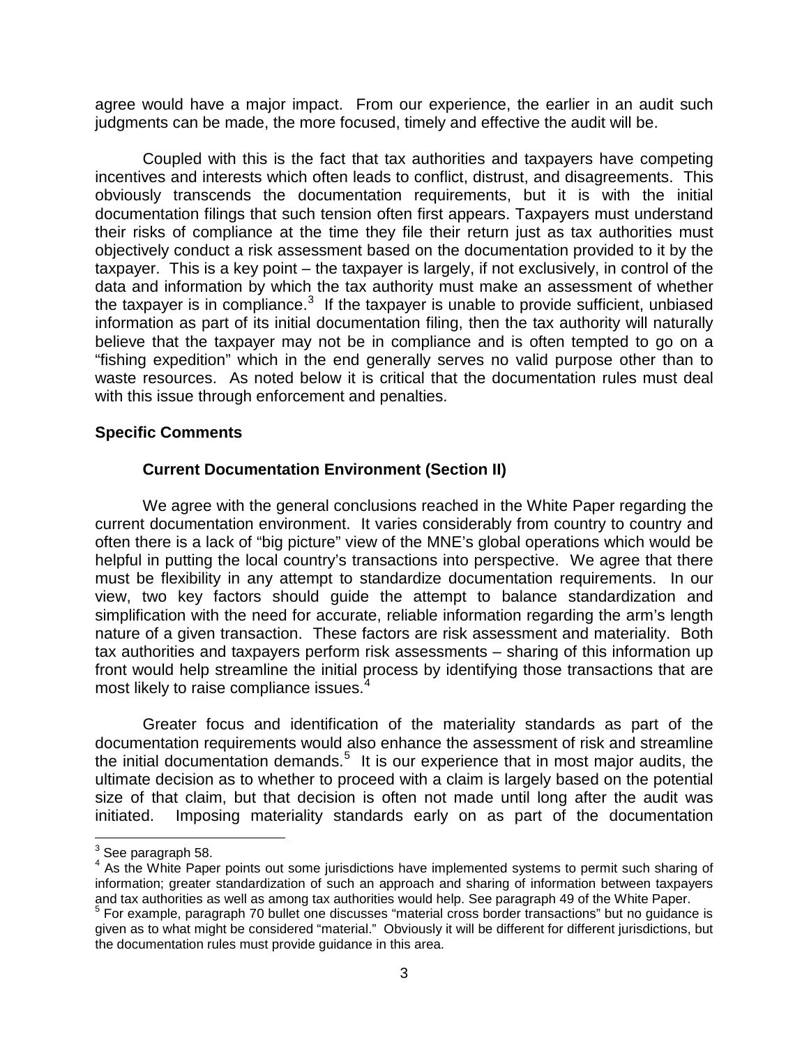agree would have a major impact. From our experience, the earlier in an audit such judgments can be made, the more focused, timely and effective the audit will be.

Coupled with this is the fact that tax authorities and taxpayers have competing incentives and interests which often leads to conflict, distrust, and disagreements. This obviously transcends the documentation requirements, but it is with the initial documentation filings that such tension often first appears. Taxpayers must understand their risks of compliance at the time they file their return just as tax authorities must objectively conduct a risk assessment based on the documentation provided to it by the taxpayer. This is a key point – the taxpayer is largely, if not exclusively, in control of the data and information by which the tax authority must make an assessment of whether the taxpayer is in compliance.[3] If the taxpayer is unable to provide sufficient, unbiased information as part of its initial documentation filing, then the tax authority will naturally believe that the taxpayer may not be in compliance and is often tempted to go on a "fishing expedition" which in the end generally serves no valid purpose other than to waste resources. As noted below it is critical that the documentation rules must deal with this issue through enforcement and penalties.

## Specific Comments

### Current Documentation Environment (Section II)

We agree with the general conclusions reached in the White Paper regarding the current documentation environment. It varies considerably from country to country and often there is a lack of "big picture" view of the MNE's global operations which would be helpful in putting the local country's transactions into perspective. We agree that there must be flexibility in any attempt to standardize documentation requirements. In our view, two key factors should guide the attempt to balance standardization and simplification with the need for accurate, reliable information regarding the arm's length nature of a given transaction. These factors are risk assessment and materiality. Both tax authorities and taxpayers perform risk assessments – sharing of this information up front would help streamline the initial process by identifying those transactions that are most likely to raise compliance issues.[4]

Greater focus and identification of the materiality standards as part of the documentation requirements would also enhance the assessment of risk and streamline the initial documentation demands.[5] It is our experience that in most major audits, the ultimate decision as to whether to proceed with a claim is largely based on the potential size of that claim, but that decision is often not made until long after the audit was initiated. Imposing materiality standards early on as part of the documentation

---

[3] See paragraph 58.

[4] As the White Paper points out some jurisdictions have implemented systems to permit such sharing of information; greater standardization of such an approach and sharing of information between taxpayers and tax authorities as well as among tax authorities would help. See paragraph 49 of the White Paper.

[5] For example, paragraph 70 bullet one discusses "material cross border transactions" but no guidance is given as to what might be considered "material." Obviously it will be different for different jurisdictions, but the documentation rules must provide guidance in this area.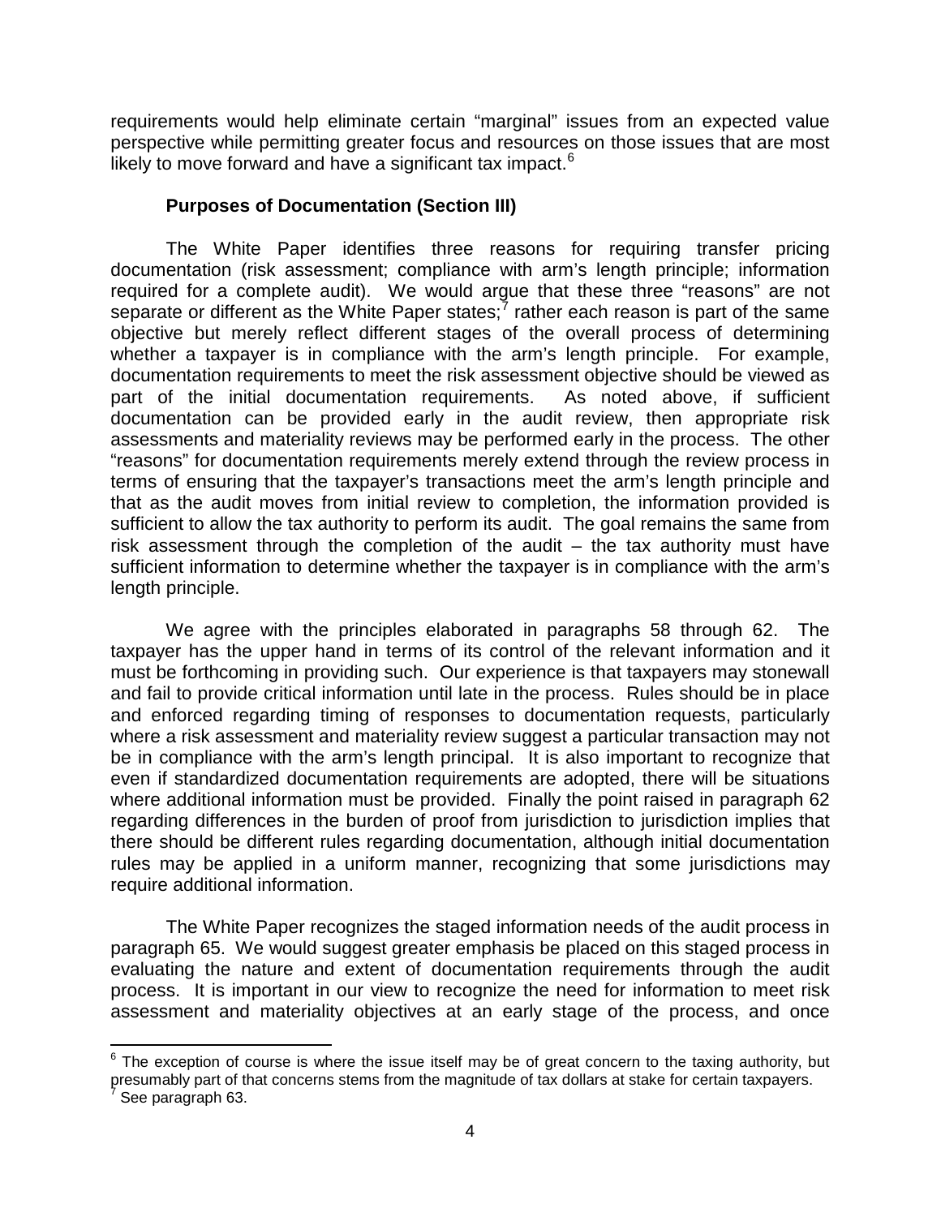requirements would help eliminate certain "marginal" issues from an expected value perspective while permitting greater focus and resources on those issues that are most likely to move forward and have a significant tax impact.[6]

**Purposes of Documentation (Section III)**

The White Paper identifies three reasons for requiring transfer pricing documentation (risk assessment; compliance with arm's length principle; information required for a complete audit). We would argue that these three "reasons" are not separate or different as the White Paper states;[7] rather each reason is part of the same objective but merely reflect different stages of the overall process of determining whether a taxpayer is in compliance with the arm's length principle. For example, documentation requirements to meet the risk assessment objective should be viewed as part of the initial documentation requirements. As noted above, if sufficient documentation can be provided early in the audit review, then appropriate risk assessments and materiality reviews may be performed early in the process. The other "reasons" for documentation requirements merely extend through the review process in terms of ensuring that the taxpayer's transactions meet the arm's length principle and that as the audit moves from initial review to completion, the information provided is sufficient to allow the tax authority to perform its audit. The goal remains the same from risk assessment through the completion of the audit – the tax authority must have sufficient information to determine whether the taxpayer is in compliance with the arm's length principle.

We agree with the principles elaborated in paragraphs 58 through 62. The taxpayer has the upper hand in terms of its control of the relevant information and it must be forthcoming in providing such. Our experience is that taxpayers may stonewall and fail to provide critical information until late in the process. Rules should be in place and enforced regarding timing of responses to documentation requests, particularly where a risk assessment and materiality review suggest a particular transaction may not be in compliance with the arm's length principal. It is also important to recognize that even if standardized documentation requirements are adopted, there will be situations where additional information must be provided. Finally the point raised in paragraph 62 regarding differences in the burden of proof from jurisdiction to jurisdiction implies that there should be different rules regarding documentation, although initial documentation rules may be applied in a uniform manner, recognizing that some jurisdictions may require additional information.

The White Paper recognizes the staged information needs of the audit process in paragraph 65. We would suggest greater emphasis be placed on this staged process in evaluating the nature and extent of documentation requirements through the audit process. It is important in our view to recognize the need for information to meet risk assessment and materiality objectives at an early stage of the process, and once

---

[6] The exception of course is where the issue itself may be of great concern to the taxing authority, but presumably part of that concerns stems from the magnitude of tax dollars at stake for certain taxpayers.

[7] See paragraph 63.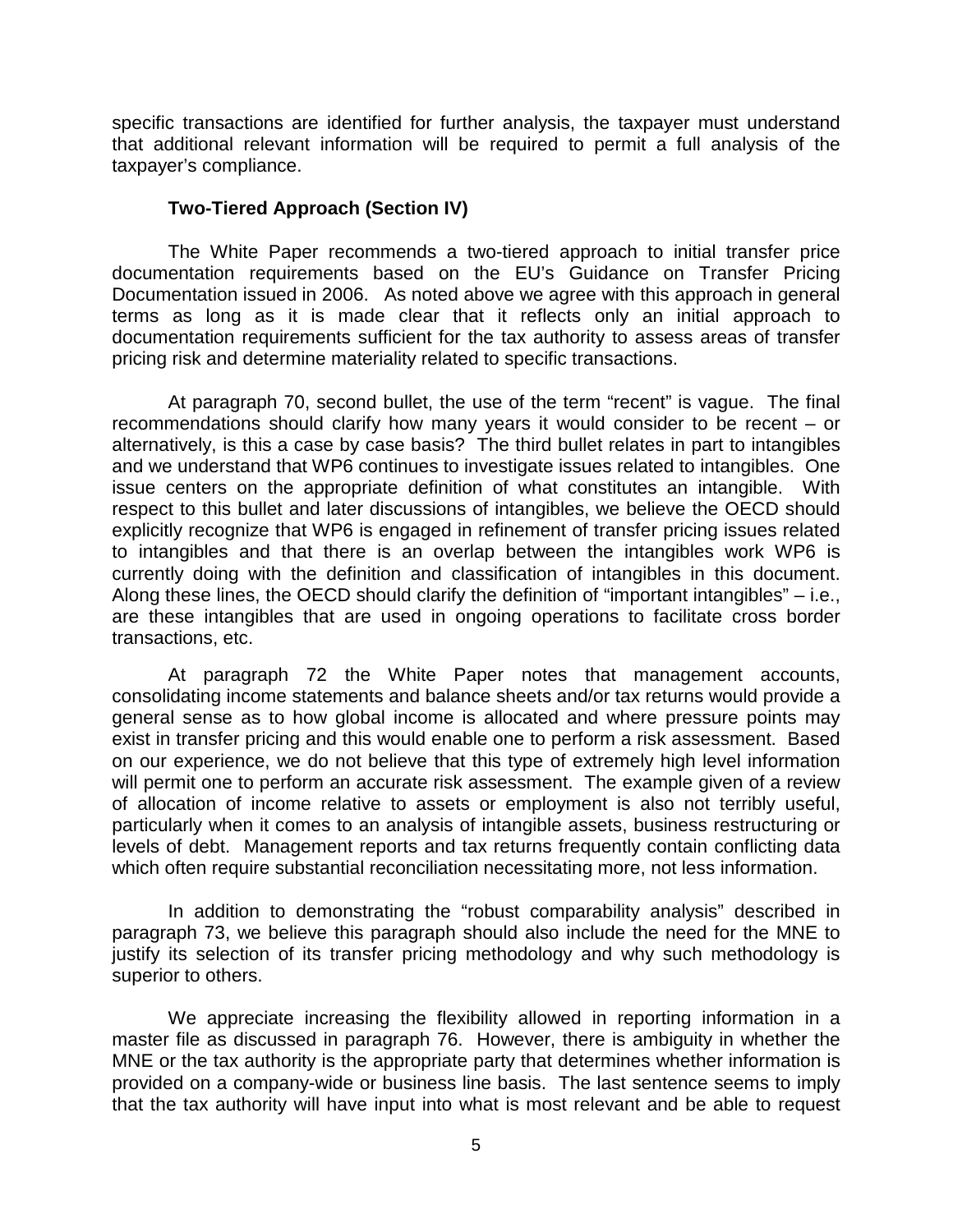specific transactions are identified for further analysis, the taxpayer must understand that additional relevant information will be required to permit a full analysis of the taxpayer's compliance.

**Two-Tiered Approach (Section IV)**

The White Paper recommends a two-tiered approach to initial transfer price documentation requirements based on the EU's Guidance on Transfer Pricing Documentation issued in 2006. As noted above we agree with this approach in general terms as long as it is made clear that it reflects only an initial approach to documentation requirements sufficient for the tax authority to assess areas of transfer pricing risk and determine materiality related to specific transactions.

At paragraph 70, second bullet, the use of the term "recent" is vague. The final recommendations should clarify how many years it would consider to be recent – or alternatively, is this a case by case basis? The third bullet relates in part to intangibles and we understand that WP6 continues to investigate issues related to intangibles. One issue centers on the appropriate definition of what constitutes an intangible. With respect to this bullet and later discussions of intangibles, we believe the OECD should explicitly recognize that WP6 is engaged in refinement of transfer pricing issues related to intangibles and that there is an overlap between the intangibles work WP6 is currently doing with the definition and classification of intangibles in this document. Along these lines, the OECD should clarify the definition of "important intangibles" – i.e., are these intangibles that are used in ongoing operations to facilitate cross border transactions, etc.

At paragraph 72 the White Paper notes that management accounts, consolidating income statements and balance sheets and/or tax returns would provide a general sense as to how global income is allocated and where pressure points may exist in transfer pricing and this would enable one to perform a risk assessment. Based on our experience, we do not believe that this type of extremely high level information will permit one to perform an accurate risk assessment. The example given of a review of allocation of income relative to assets or employment is also not terribly useful, particularly when it comes to an analysis of intangible assets, business restructuring or levels of debt. Management reports and tax returns frequently contain conflicting data which often require substantial reconciliation necessitating more, not less information.

In addition to demonstrating the "robust comparability analysis" described in paragraph 73, we believe this paragraph should also include the need for the MNE to justify its selection of its transfer pricing methodology and why such methodology is superior to others.

We appreciate increasing the flexibility allowed in reporting information in a master file as discussed in paragraph 76. However, there is ambiguity in whether the MNE or the tax authority is the appropriate party that determines whether information is provided on a company-wide or business line basis. The last sentence seems to imply that the tax authority will have input into what is most relevant and be able to request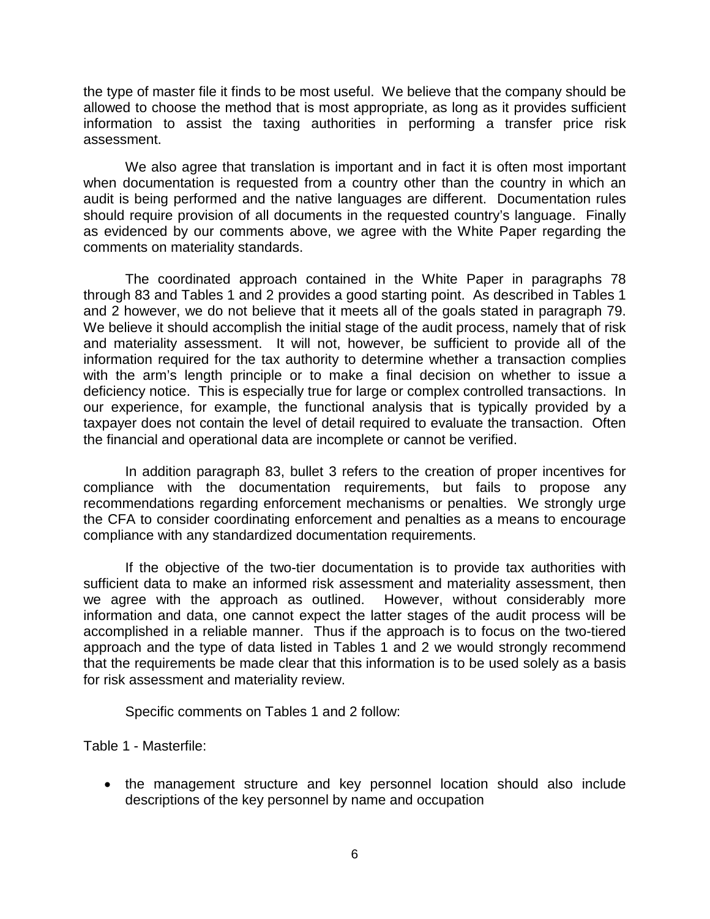the type of master file it finds to be most useful. We believe that the company should be allowed to choose the method that is most appropriate, as long as it provides sufficient information to assist the taxing authorities in performing a transfer price risk assessment.

We also agree that translation is important and in fact it is often most important when documentation is requested from a country other than the country in which an audit is being performed and the native languages are different. Documentation rules should require provision of all documents in the requested country's language. Finally as evidenced by our comments above, we agree with the White Paper regarding the comments on materiality standards.

The coordinated approach contained in the White Paper in paragraphs 78 through 83 and Tables 1 and 2 provides a good starting point. As described in Tables 1 and 2 however, we do not believe that it meets all of the goals stated in paragraph 79. We believe it should accomplish the initial stage of the audit process, namely that of risk and materiality assessment. It will not, however, be sufficient to provide all of the information required for the tax authority to determine whether a transaction complies with the arm's length principle or to make a final decision on whether to issue a deficiency notice. This is especially true for large or complex controlled transactions. In our experience, for example, the functional analysis that is typically provided by a taxpayer does not contain the level of detail required to evaluate the transaction. Often the financial and operational data are incomplete or cannot be verified.

In addition paragraph 83, bullet 3 refers to the creation of proper incentives for compliance with the documentation requirements, but fails to propose any recommendations regarding enforcement mechanisms or penalties. We strongly urge the CFA to consider coordinating enforcement and penalties as a means to encourage compliance with any standardized documentation requirements.

If the objective of the two-tier documentation is to provide tax authorities with sufficient data to make an informed risk assessment and materiality assessment, then we agree with the approach as outlined. However, without considerably more information and data, one cannot expect the latter stages of the audit process will be accomplished in a reliable manner. Thus if the approach is to focus on the two-tiered approach and the type of data listed in Tables 1 and 2 we would strongly recommend that the requirements be made clear that this information is to be used solely as a basis for risk assessment and materiality review.

Specific comments on Tables 1 and 2 follow:

Table 1 - Masterfile:

- the management structure and key personnel location should also include descriptions of the key personnel by name and occupation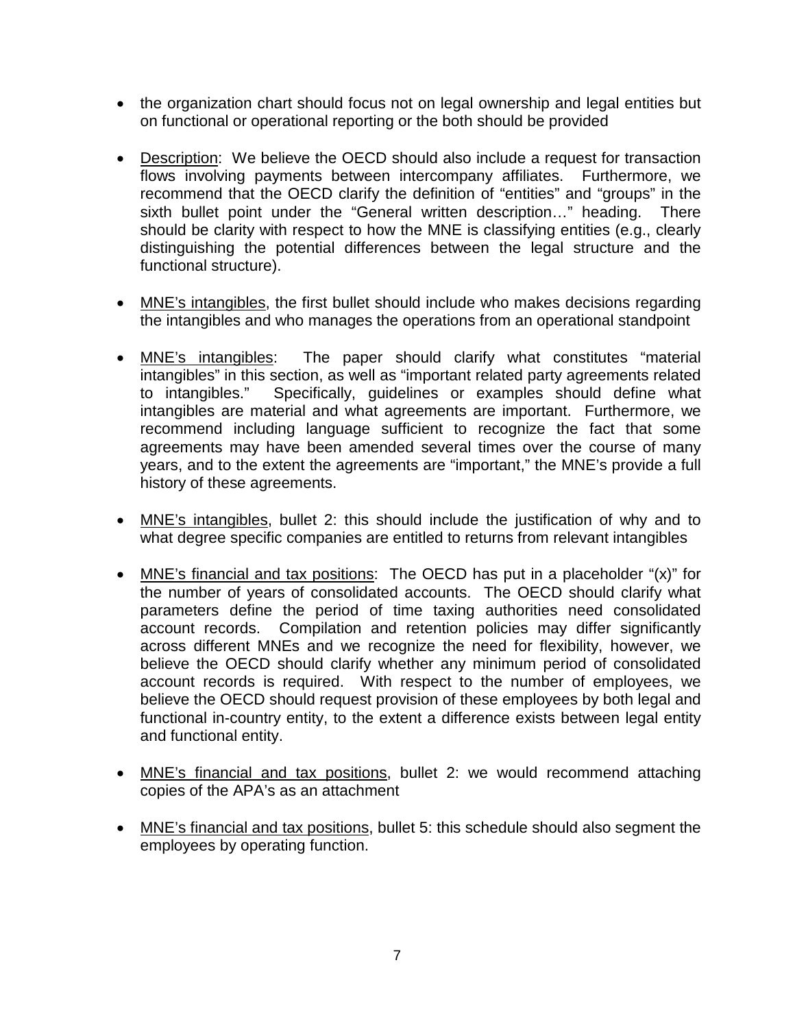- the organization chart should focus not on legal ownership and legal entities but on functional or operational reporting or the both should be provided

- <u>Description</u>: We believe the OECD should also include a request for transaction flows involving payments between intercompany affiliates. Furthermore, we recommend that the OECD clarify the definition of "entities" and "groups" in the sixth bullet point under the "General written description…" heading. There should be clarity with respect to how the MNE is classifying entities (e.g., clearly distinguishing the potential differences between the legal structure and the functional structure).

- <u>MNE's intangibles</u>, the first bullet should include who makes decisions regarding the intangibles and who manages the operations from an operational standpoint

- <u>MNE's intangibles</u>: The paper should clarify what constitutes "material intangibles" in this section, as well as "important related party agreements related to intangibles." Specifically, guidelines or examples should define what intangibles are material and what agreements are important. Furthermore, we recommend including language sufficient to recognize the fact that some agreements may have been amended several times over the course of many years, and to the extent the agreements are "important," the MNE's provide a full history of these agreements.

- <u>MNE's intangibles</u>, bullet 2: this should include the justification of why and to what degree specific companies are entitled to returns from relevant intangibles

- <u>MNE's financial and tax positions</u>: The OECD has put in a placeholder "(x)" for the number of years of consolidated accounts. The OECD should clarify what parameters define the period of time taxing authorities need consolidated account records. Compilation and retention policies may differ significantly across different MNEs and we recognize the need for flexibility, however, we believe the OECD should clarify whether any minimum period of consolidated account records is required. With respect to the number of employees, we believe the OECD should request provision of these employees by both legal and functional in-country entity, to the extent a difference exists between legal entity and functional entity.

- <u>MNE's financial and tax positions</u>, bullet 2: we would recommend attaching copies of the APA's as an attachment

- <u>MNE's financial and tax positions</u>, bullet 5: this schedule should also segment the employees by operating function.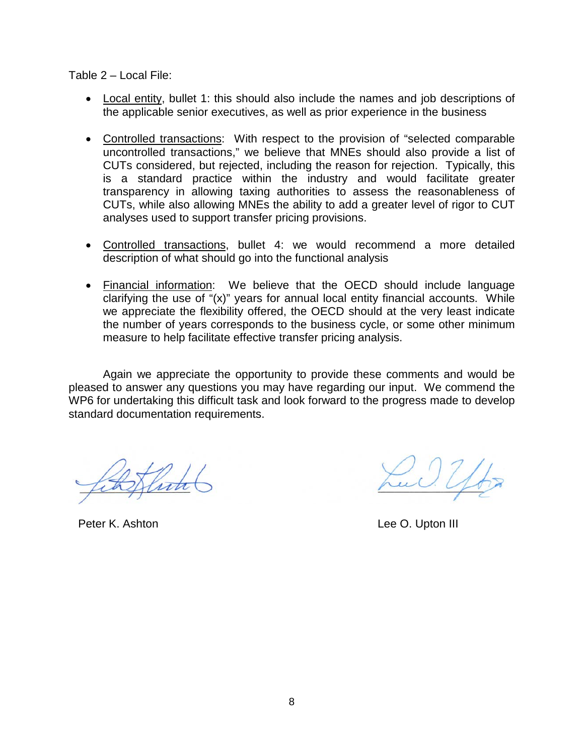Table 2 – Local File:

- Local entity, bullet 1: this should also include the names and job descriptions of the applicable senior executives, as well as prior experience in the business

- Controlled transactions: With respect to the provision of "selected comparable uncontrolled transactions," we believe that MNEs should also provide a list of CUTs considered, but rejected, including the reason for rejection. Typically, this is a standard practice within the industry and would facilitate greater transparency in allowing taxing authorities to assess the reasonableness of CUTs, while also allowing MNEs the ability to add a greater level of rigor to CUT analyses used to support transfer pricing provisions.

- Controlled transactions, bullet 4: we would recommend a more detailed description of what should go into the functional analysis

- Financial information: We believe that the OECD should include language clarifying the use of "(x)" years for annual local entity financial accounts. While we appreciate the flexibility offered, the OECD should at the very least indicate the number of years corresponds to the business cycle, or some other minimum measure to help facilitate effective transfer pricing analysis.

Again we appreciate the opportunity to provide these comments and would be pleased to answer any questions you may have regarding our input. We commend the WP6 for undertaking this difficult task and look forward to the progress made to develop standard documentation requirements.

Peter K. Ashton

Lee O. Upton III